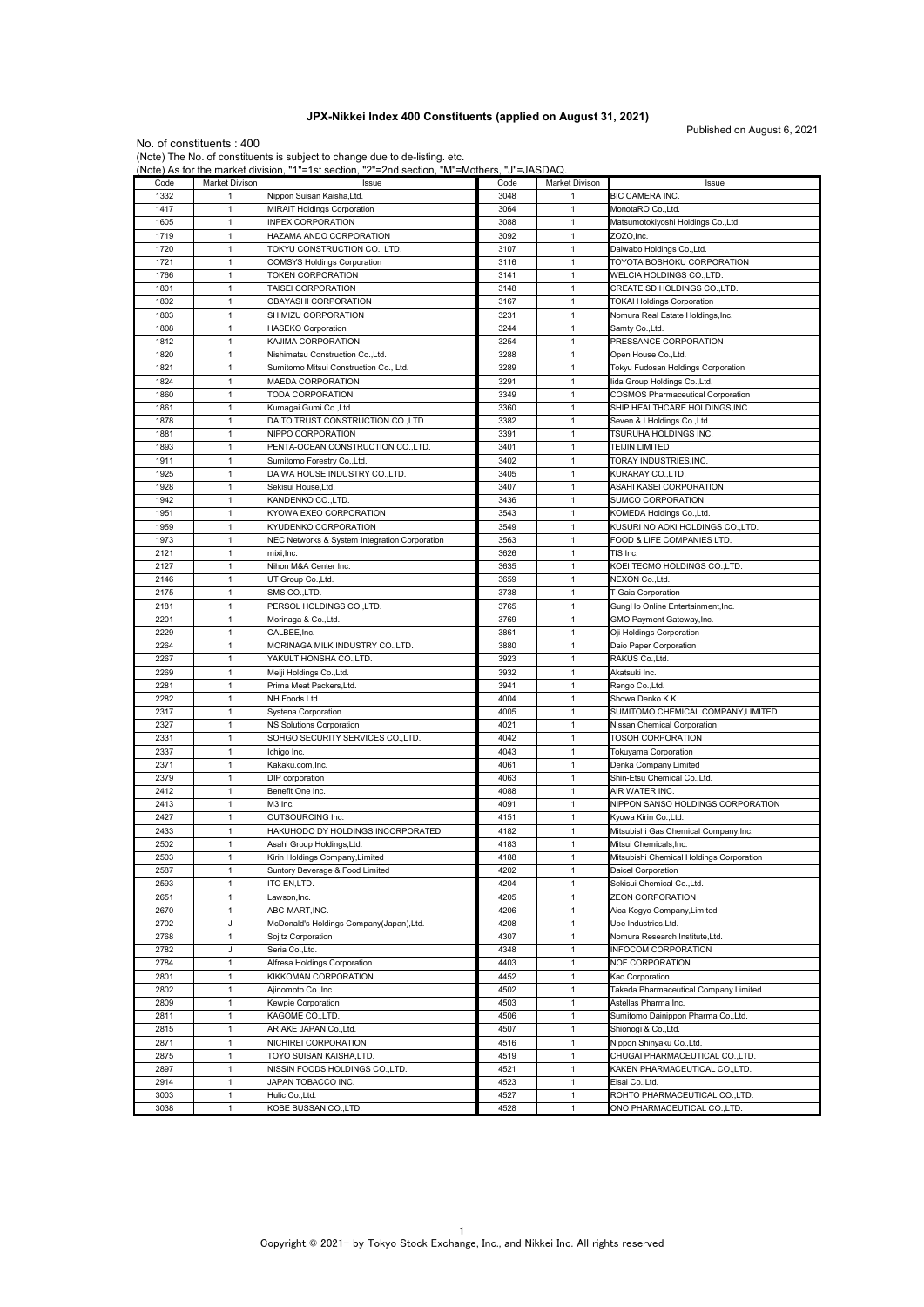# JPX-Nikkei Index 400 Constituents (applied on August 31, 2021)

Published on August 6, 2021

No. of constituents : 400

(Note) The No. of constituents is subject to change due to de-listing. etc.

(Note) As for the market division, "1"=1st section, "2"=2nd section, "M"=Mothers, "J"=JASDAQ.

| Code | Market Divison | Issue | Code | Market Divison | Issue |
|---|---|---|---|---|---|
| 1332 | 1 | Nippon Suisan Kaisha,Ltd. | 3048 | 1 | BIC CAMERA INC. |
| 1417 | 1 | MIRAIT Holdings Corporation | 3064 | 1 | MonotaRO Co.,Ltd. |
| 1605 | 1 | INPEX CORPORATION | 3088 | 1 | Matsumotokiyoshi Holdings Co.,Ltd. |
| 1719 | 1 | HAZAMA ANDO CORPORATION | 3092 | 1 | ZOZO,Inc. |
| 1720 | 1 | TOKYU CONSTRUCTION CO., LTD. | 3107 | 1 | Daiwabo Holdings Co.,Ltd. |
| 1721 | 1 | COMSYS Holdings Corporation | 3116 | 1 | TOYOTA BOSHOKU CORPORATION |
| 1766 | 1 | TOKEN CORPORATION | 3141 | 1 | WELCIA HOLDINGS CO.,LTD. |
| 1801 | 1 | TAISEI CORPORATION | 3148 | 1 | CREATE SD HOLDINGS CO.,LTD. |
| 1802 | 1 | OBAYASHI CORPORATION | 3167 | 1 | TOKAI Holdings Corporation |
| 1803 | 1 | SHIMIZU CORPORATION | 3231 | 1 | Nomura Real Estate Holdings,Inc. |
| 1808 | 1 | HASEKO Corporation | 3244 | 1 | Samty Co.,Ltd. |
| 1812 | 1 | KAJIMA CORPORATION | 3254 | 1 | PRESSANCE CORPORATION |
| 1820 | 1 | Nishimatsu Construction Co.,Ltd. | 3288 | 1 | Open House Co.,Ltd. |
| 1821 | 1 | Sumitomo Mitsui Construction Co., Ltd. | 3289 | 1 | Tokyu Fudosan Holdings Corporation |
| 1824 | 1 | MAEDA CORPORATION | 3291 | 1 | Iida Group Holdings Co.,Ltd. |
| 1860 | 1 | TODA CORPORATION | 3349 | 1 | COSMOS Pharmaceutical Corporation |
| 1861 | 1 | Kumagai Gumi Co.,Ltd. | 3360 | 1 | SHIP HEALTHCARE HOLDINGS,INC. |
| 1878 | 1 | DAITO TRUST CONSTRUCTION CO.,LTD. | 3382 | 1 | Seven & I Holdings Co.,Ltd. |
| 1881 | 1 | NIPPO CORPORATION | 3391 | 1 | TSURUHA HOLDINGS INC. |
| 1893 | 1 | PENTA-OCEAN CONSTRUCTION CO.,LTD. | 3401 | 1 | TEIJIN LIMITED |
| 1911 | 1 | Sumitomo Forestry Co.,Ltd. | 3402 | 1 | TORAY INDUSTRIES,INC. |
| 1925 | 1 | DAIWA HOUSE INDUSTRY CO.,LTD. | 3405 | 1 | KURARAY CO.,LTD. |
| 1928 | 1 | Sekisui House,Ltd. | 3407 | 1 | ASAHI KASEI CORPORATION |
| 1942 | 1 | KANDENKO CO.,LTD. | 3436 | 1 | SUMCO CORPORATION |
| 1951 | 1 | KYOWA EXEO CORPORATION | 3543 | 1 | KOMEDA Holdings Co.,Ltd. |
| 1959 | 1 | KYUDENKO CORPORATION | 3549 | 1 | KUSURI NO AOKI HOLDINGS CO.,LTD. |
| 1973 | 1 | NEC Networks & System Integration Corporation | 3563 | 1 | FOOD & LIFE COMPANIES LTD. |
| 2121 | 1 | mixi,Inc. | 3626 | 1 | TIS Inc. |
| 2127 | 1 | Nihon M&A Center Inc. | 3635 | 1 | KOEI TECMO HOLDINGS CO.,LTD. |
| 2146 | 1 | UT Group Co.,Ltd. | 3659 | 1 | NEXON Co.,Ltd. |
| 2175 | 1 | SMS CO.,LTD. | 3738 | 1 | T-Gaia Corporation |
| 2181 | 1 | PERSOL HOLDINGS CO.,LTD. | 3765 | 1 | GungHo Online Entertainment,Inc. |
| 2201 | 1 | Morinaga & Co.,Ltd. | 3769 | 1 | GMO Payment Gateway,Inc. |
| 2229 | 1 | CALBEE,Inc. | 3861 | 1 | Oji Holdings Corporation |
| 2264 | 1 | MORINAGA MILK INDUSTRY CO.,LTD. | 3880 | 1 | Daio Paper Corporation |
| 2267 | 1 | YAKULT HONSHA CO.,LTD. | 3923 | 1 | RAKUS Co.,Ltd. |
| 2269 | 1 | Meiji Holdings Co.,Ltd. | 3932 | 1 | Akatsuki Inc. |
| 2281 | 1 | Prima Meat Packers,Ltd. | 3941 | 1 | Rengo Co.,Ltd. |
| 2282 | 1 | NH Foods Ltd. | 4004 | 1 | Showa Denko K.K. |
| 2317 | 1 | Systena Corporation | 4005 | 1 | SUMITOMO CHEMICAL COMPANY,LIMITED |
| 2327 | 1 | NS Solutions Corporation | 4021 | 1 | Nissan Chemical Corporation |
| 2331 | 1 | SOHGO SECURITY SERVICES CO.,LTD. | 4042 | 1 | TOSOH CORPORATION |
| 2337 | 1 | Ichigo Inc. | 4043 | 1 | Tokuyama Corporation |
| 2371 | 1 | Kakaku.com,Inc. | 4061 | 1 | Denka Company Limited |
| 2379 | 1 | DIP corporation | 4063 | 1 | Shin-Etsu Chemical Co.,Ltd. |
| 2412 | 1 | Benefit One Inc. | 4088 | 1 | AIR WATER INC. |
| 2413 | 1 | M3,Inc. | 4091 | 1 | NIPPON SANSO HOLDINGS CORPORATION |
| 2427 | 1 | OUTSOURCING Inc. | 4151 | 1 | Kyowa Kirin Co.,Ltd. |
| 2433 | 1 | HAKUHODO DY HOLDINGS INCORPORATED | 4182 | 1 | Mitsubishi Gas Chemical Company,Inc. |
| 2502 | 1 | Asahi Group Holdings,Ltd. | 4183 | 1 | Mitsui Chemicals,Inc. |
| 2503 | 1 | Kirin Holdings Company,Limited | 4188 | 1 | Mitsubishi Chemical Holdings Corporation |
| 2587 | 1 | Suntory Beverage & Food Limited | 4202 | 1 | Daicel Corporation |
| 2593 | 1 | ITO EN,LTD. | 4204 | 1 | Sekisui Chemical Co.,Ltd. |
| 2651 | 1 | Lawson,Inc. | 4205 | 1 | ZEON CORPORATION |
| 2670 | 1 | ABC-MART,INC. | 4206 | 1 | Aica Kogyo Company,Limited |
| 2702 | J | McDonald's Holdings Company(Japan),Ltd. | 4208 | 1 | Ube Industries,Ltd. |
| 2768 | 1 | Sojitz Corporation | 4307 | 1 | Nomura Research Institute,Ltd. |
| 2782 | J | Seria Co.,Ltd. | 4348 | 1 | INFOCOM CORPORATION |
| 2784 | 1 | Alfresa Holdings Corporation | 4403 | 1 | NOF CORPORATION |
| 2801 | 1 | KIKKOMAN CORPORATION | 4452 | 1 | Kao Corporation |
| 2802 | 1 | Ajinomoto Co.,Inc. | 4502 | 1 | Takeda Pharmaceutical Company Limited |
| 2809 | 1 | Kewpie Corporation | 4503 | 1 | Astellas Pharma Inc. |
| 2811 | 1 | KAGOME CO.,LTD. | 4506 | 1 | Sumitomo Dainippon Pharma Co.,Ltd. |
| 2815 | 1 | ARIAKE JAPAN Co.,Ltd. | 4507 | 1 | Shionogi & Co.,Ltd. |
| 2871 | 1 | NICHIREI CORPORATION | 4516 | 1 | Nippon Shinyaku Co.,Ltd. |
| 2875 | 1 | TOYO SUISAN KAISHA,LTD. | 4519 | 1 | CHUGAI PHARMACEUTICAL CO.,LTD. |
| 2897 | 1 | NISSIN FOODS HOLDINGS CO.,LTD. | 4521 | 1 | KAKEN PHARMACEUTICAL CO.,LTD. |
| 2914 | 1 | JAPAN TOBACCO INC. | 4523 | 1 | Eisai Co.,Ltd. |
| 3003 | 1 | Hulic Co.,Ltd. | 4527 | 1 | ROHTO PHARMACEUTICAL CO.,LTD. |
| 3038 | 1 | KOBE BUSSAN CO.,LTD. | 4528 | 1 | ONO PHARMACEUTICAL CO.,LTD. |

Copyright © 2021- by Tokyo Stock Exchange, Inc., and Nikkei Inc. All rights reserved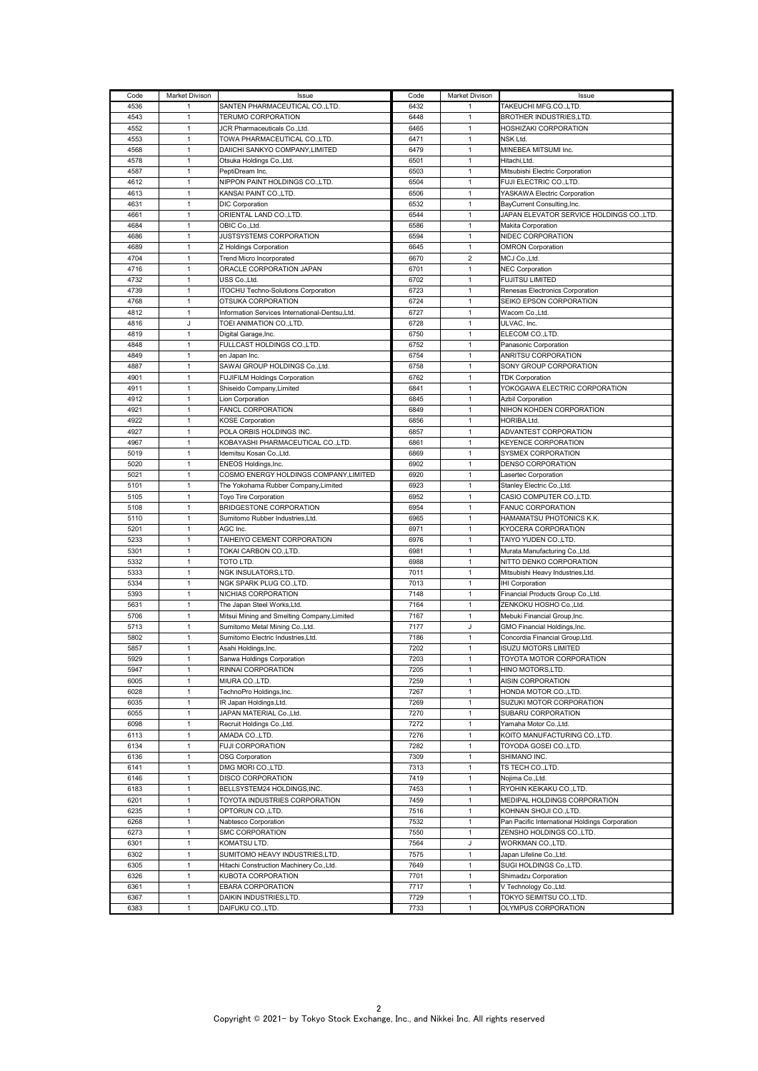| Code | Market Divison | Issue | Code | Market Divison | Issue |
|---|---|---|---|---|---|
| 4536 | 1 | SANTEN PHARMACEUTICAL CO.,LTD. | 6432 | 1 | TAKEUCHI MFG.CO.,LTD. |
| 4543 | 1 | TERUMO CORPORATION | 6448 | 1 | BROTHER INDUSTRIES,LTD. |
| 4552 | 1 | JCR Pharmaceuticals Co.,Ltd. | 6465 | 1 | HOSHIZAKI CORPORATION |
| 4553 | 1 | TOWA PHARMACEUTICAL CO.,LTD. | 6471 | 1 | NSK Ltd. |
| 4568 | 1 | DAIICHI SANKYO COMPANY,LIMITED | 6479 | 1 | MINEBEA MITSUMI Inc. |
| 4578 | 1 | Otsuka Holdings Co.,Ltd. | 6501 | 1 | Hitachi,Ltd. |
| 4587 | 1 | PeptiDream Inc. | 6503 | 1 | Mitsubishi Electric Corporation |
| 4612 | 1 | NIPPON PAINT HOLDINGS CO.,LTD. | 6504 | 1 | FUJI ELECTRIC CO.,LTD. |
| 4613 | 1 | KANSAI PAINT CO.,LTD. | 6506 | 1 | YASKAWA Electric Corporation |
| 4631 | 1 | DIC Corporation | 6532 | 1 | BayCurrent Consulting,Inc. |
| 4661 | 1 | ORIENTAL LAND CO.,LTD. | 6544 | 1 | JAPAN ELEVATOR SERVICE HOLDINGS CO.,LTD. |
| 4684 | 1 | OBIC Co.,Ltd. | 6586 | 1 | Makita Corporation |
| 4686 | 1 | JUSTSYSTEMS CORPORATION | 6594 | 1 | NIDEC CORPORATION |
| 4689 | 1 | Z Holdings Corporation | 6645 | 1 | OMRON Corporation |
| 4704 | 1 | Trend Micro Incorporated | 6670 | 2 | MCJ Co.,Ltd. |
| 4716 | 1 | ORACLE CORPORATION JAPAN | 6701 | 1 | NEC Corporation |
| 4732 | 1 | USS Co.,Ltd. | 6702 | 1 | FUJITSU LIMITED |
| 4739 | 1 | ITOCHU Techno-Solutions Corporation | 6723 | 1 | Renesas Electronics Corporation |
| 4768 | 1 | OTSUKA CORPORATION | 6724 | 1 | SEIKO EPSON CORPORATION |
| 4812 | 1 | Information Services International-Dentsu,Ltd. | 6727 | 1 | Wacom Co.,Ltd. |
| 4816 | J | TOEI ANIMATION CO.,LTD. | 6728 | 1 | ULVAC, Inc. |
| 4819 | 1 | Digital Garage,Inc. | 6750 | 1 | ELECOM CO.,LTD. |
| 4848 | 1 | FULLCAST HOLDINGS CO.,LTD. | 6752 | 1 | Panasonic Corporation |
| 4849 | 1 | en Japan Inc. | 6754 | 1 | ANRITSU CORPORATION |
| 4887 | 1 | SAWAI GROUP HOLDINGS Co.,Ltd. | 6758 | 1 | SONY GROUP CORPORATION |
| 4901 | 1 | FUJIFILM Holdings Corporation | 6762 | 1 | TDK Corporation |
| 4911 | 1 | Shiseido Company,Limited | 6841 | 1 | YOKOGAWA ELECTRIC CORPORATION |
| 4912 | 1 | Lion Corporation | 6845 | 1 | Azbil Corporation |
| 4921 | 1 | FANCL CORPORATION | 6849 | 1 | NIHON KOHDEN CORPORATION |
| 4922 | 1 | KOSE Corporation | 6856 | 1 | HORIBA,Ltd. |
| 4927 | 1 | POLA ORBIS HOLDINGS INC. | 6857 | 1 | ADVANTEST CORPORATION |
| 4967 | 1 | KOBAYASHI PHARMACEUTICAL CO.,LTD. | 6861 | 1 | KEYENCE CORPORATION |
| 5019 | 1 | Idemitsu Kosan Co.,Ltd. | 6869 | 1 | SYSMEX CORPORATION |
| 5020 | 1 | ENEOS Holdings,Inc. | 6902 | 1 | DENSO CORPORATION |
| 5021 | 1 | COSMO ENERGY HOLDINGS COMPANY,LIMITED | 6920 | 1 | Lasertec Corporation |
| 5101 | 1 | The Yokohama Rubber Company,Limited | 6923 | 1 | Stanley Electric Co.,Ltd. |
| 5105 | 1 | Toyo Tire Corporation | 6952 | 1 | CASIO COMPUTER CO.,LTD. |
| 5108 | 1 | BRIDGESTONE CORPORATION | 6954 | 1 | FANUC CORPORATION |
| 5110 | 1 | Sumitomo Rubber Industries,Ltd. | 6965 | 1 | HAMAMATSU PHOTONICS K.K. |
| 5201 | 1 | AGC Inc. | 6971 | 1 | KYOCERA CORPORATION |
| 5233 | 1 | TAIHEIYO CEMENT CORPORATION | 6976 | 1 | TAIYO YUDEN CO.,LTD. |
| 5301 | 1 | TOKAI CARBON CO.,LTD. | 6981 | 1 | Murata Manufacturing Co.,Ltd. |
| 5332 | 1 | TOTO LTD. | 6988 | 1 | NITTO DENKO CORPORATION |
| 5333 | 1 | NGK INSULATORS,LTD. | 7011 | 1 | Mitsubishi Heavy Industries,Ltd. |
| 5334 | 1 | NGK SPARK PLUG CO.,LTD. | 7013 | 1 | IHI Corporation |
| 5393 | 1 | NICHIAS CORPORATION | 7148 | 1 | Financial Products Group Co.,Ltd. |
| 5631 | 1 | The Japan Steel Works,Ltd. | 7164 | 1 | ZENKOKU HOSHO Co.,Ltd. |
| 5706 | 1 | Mitsui Mining and Smelting Company,Limited | 7167 | 1 | Mebuki Financial Group,Inc. |
| 5713 | 1 | Sumitomo Metal Mining Co.,Ltd. | 7177 | J | GMO Financial Holdings,Inc. |
| 5802 | 1 | Sumitomo Electric Industries,Ltd. | 7186 | 1 | Concordia Financial Group,Ltd. |
| 5857 | 1 | Asahi Holdings,Inc. | 7202 | 1 | ISUZU MOTORS LIMITED |
| 5929 | 1 | Sanwa Holdings Corporation | 7203 | 1 | TOYOTA MOTOR CORPORATION |
| 5947 | 1 | RINNAI CORPORATION | 7205 | 1 | HINO MOTORS,LTD. |
| 6005 | 1 | MIURA CO.,LTD. | 7259 | 1 | AISIN CORPORATION |
| 6028 | 1 | TechnoPro Holdings,Inc. | 7267 | 1 | HONDA MOTOR CO.,LTD. |
| 6035 | 1 | IR Japan Holdings,Ltd. | 7269 | 1 | SUZUKI MOTOR CORPORATION |
| 6055 | 1 | JAPAN MATERIAL Co.,Ltd. | 7270 | 1 | SUBARU CORPORATION |
| 6098 | 1 | Recruit Holdings Co.,Ltd. | 7272 | 1 | Yamaha Motor Co.,Ltd. |
| 6113 | 1 | AMADA CO.,LTD. | 7276 | 1 | KOITO MANUFACTURING CO.,LTD. |
| 6134 | 1 | FUJI CORPORATION | 7282 | 1 | TOYODA GOSEI CO.,LTD. |
| 6136 | 1 | OSG Corporation | 7309 | 1 | SHIMANO INC. |
| 6141 | 1 | DMG MORI CO.,LTD. | 7313 | 1 | TS TECH CO.,LTD. |
| 6146 | 1 | DISCO CORPORATION | 7419 | 1 | Nojima Co.,Ltd. |
| 6183 | 1 | BELLSYSTEM24 HOLDINGS,INC. | 7453 | 1 | RYOHIN KEIKAKU CO.,LTD. |
| 6201 | 1 | TOYOTA INDUSTRIES CORPORATION | 7459 | 1 | MEDIPAL HOLDINGS CORPORATION |
| 6235 | 1 | OPTORUN CO.,LTD. | 7516 | 1 | KOHNAN SHOJI CO.,LTD. |
| 6268 | 1 | Nabtesco Corporation | 7532 | 1 | Pan Pacific International Holdings Corporation |
| 6273 | 1 | SMC CORPORATION | 7550 | 1 | ZENSHO HOLDINGS CO.,LTD. |
| 6301 | 1 | KOMATSU LTD. | 7564 | J | WORKMAN CO.,LTD. |
| 6302 | 1 | SUMITOMO HEAVY INDUSTRIES,LTD. | 7575 | 1 | Japan Lifeline Co.,Ltd. |
| 6305 | 1 | Hitachi Construction Machinery Co.,Ltd. | 7649 | 1 | SUGI HOLDINGS Co.,LTD. |
| 6326 | 1 | KUBOTA CORPORATION | 7701 | 1 | Shimadzu Corporation |
| 6361 | 1 | EBARA CORPORATION | 7717 | 1 | V Technology Co.,Ltd. |
| 6367 | 1 | DAIKIN INDUSTRIES,LTD. | 7729 | 1 | TOKYO SEIMITSU CO.,LTD. |
| 6383 | 1 | DAIFUKU CO.,LTD. | 7733 | 1 | OLYMPUS CORPORATION |

Copyright © 2021- by Tokyo Stock Exchange, Inc., and Nikkei Inc. All rights reserved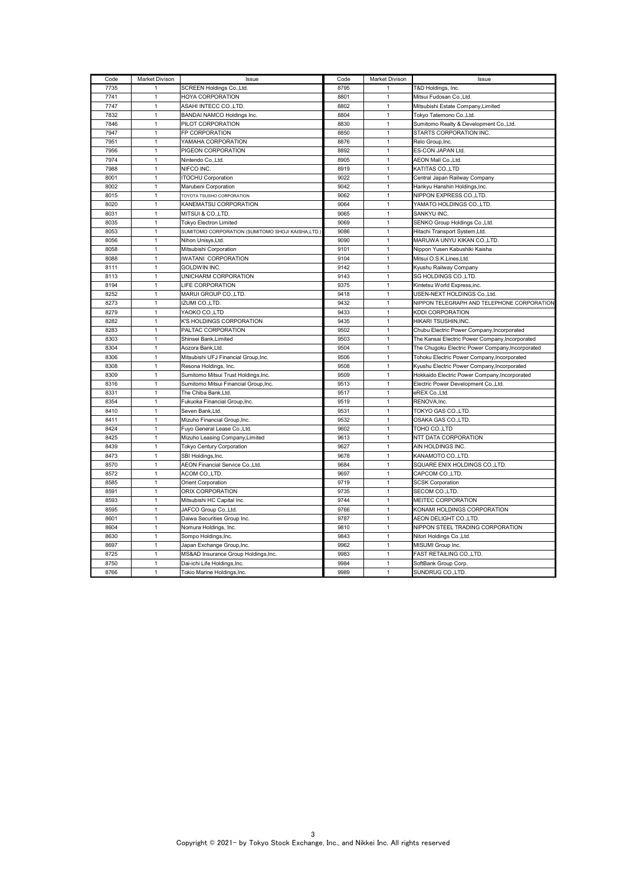| Code | Market Divison | Issue | Code | Market Divison | Issue |
|---|---|---|---|---|---|
| 7735 | 1 | SCREEN Holdings Co.,Ltd. | 8795 | 1 | T&D Holdings, Inc. |
| 7741 | 1 | HOYA CORPORATION | 8801 | 1 | Mitsui Fudosan Co.,Ltd. |
| 7747 | 1 | ASAHI INTECC CO.,LTD. | 8802 | 1 | Mitsubishi Estate Company,Limited |
| 7832 | 1 | BANDAI NAMCO Holdings Inc. | 8804 | 1 | Tokyo Tatemono Co.,Ltd. |
| 7846 | 1 | PILOT CORPORATION | 8830 | 1 | Sumitomo Realty & Development Co.,Ltd. |
| 7947 | 1 | FP CORPORATION | 8850 | 1 | STARTS CORPORATION INC. |
| 7951 | 1 | YAMAHA CORPORATION | 8876 | 1 | Relo Group,Inc. |
| 7956 | 1 | PIGEON CORPORATION | 8892 | 1 | ES-CON JAPAN Ltd. |
| 7974 | 1 | Nintendo Co.,Ltd. | 8905 | 1 | AEON Mall Co.,Ltd. |
| 7988 | 1 | NIFCO INC. | 8919 | 1 | KATITAS CO.,LTD |
| 8001 | 1 | ITOCHU Corporation | 9022 | 1 | Central Japan Railway Company |
| 8002 | 1 | Marubeni Corporation | 9042 | 1 | Hankyu Hanshin Holdings,Inc. |
| 8015 | 1 | TOYOTA TSUSHO CORPORATION | 9062 | 1 | NIPPON EXPRESS CO.,LTD. |
| 8020 | 1 | KANEMATSU CORPORATION | 9064 | 1 | YAMATO HOLDINGS CO.,LTD. |
| 8031 | 1 | MITSUI & CO.,LTD. | 9065 | 1 | SANKYU INC. |
| 8035 | 1 | Tokyo Electron Limited | 9069 | 1 | SENKO Group Holdings Co.,Ltd. |
| 8053 | 1 | SUMITOMO CORPORATION (SUMITOMO SHOJI KAISHA,LTD.) | 9086 | 1 | Hitachi Transport System,Ltd. |
| 8056 | 1 | Nihon Unisys,Ltd. | 9090 | 1 | MARUWA UNYU KIKAN CO.,LTD. |
| 8058 | 1 | Mitsubishi Corporation | 9101 | 1 | Nippon Yusen Kabushiki Kaisha |
| 8088 | 1 | IWATANI CORPORATION | 9104 | 1 | Mitsui O.S.K.Lines,Ltd. |
| 8111 | 1 | GOLDWIN INC. | 9142 | 1 | Kyushu Railway Company |
| 8113 | 1 | UNICHARM CORPORATION | 9143 | 1 | SG HOLDINGS CO.,LTD. |
| 8194 | 1 | LIFE CORPORATION | 9375 | 1 | Kintetsu World Express,inc. |
| 8252 | 1 | MARUI GROUP CO.,LTD. | 9418 | 1 | USEN-NEXT HOLDINGS Co.,Ltd. |
| 8273 | 1 | IZUMI CO.,LTD. | 9432 | 1 | NIPPON TELEGRAPH AND TELEPHONE CORPORATION |
| 8279 | 1 | YAOKO CO.,LTD | 9433 | 1 | KDDI CORPORATION |
| 8282 | 1 | K'S HOLDINGS CORPORATION | 9435 | 1 | HIKARI TSUSHIN,INC. |
| 8283 | 1 | PALTAC CORPORATION | 9502 | 1 | Chubu Electric Power Company,Incorporated |
| 8303 | 1 | Shinsei Bank,Limited | 9503 | 1 | The Kansai Electric Power Company,Incorporated |
| 8304 | 1 | Aozora Bank,Ltd. | 9504 | 1 | The Chugoku Electric Power Company,Incorporated |
| 8306 | 1 | Mitsubishi UFJ Financial Group,Inc. | 9506 | 1 | Tohoku Electric Power Company,Incorporated |
| 8308 | 1 | Resona Holdings, Inc. | 9508 | 1 | Kyushu Electric Power Company,Incorporated |
| 8309 | 1 | Sumitomo Mitsui Trust Holdings,Inc. | 9509 | 1 | Hokkaido Electric Power Company,Incorporated |
| 8316 | 1 | Sumitomo Mitsui Financial Group,Inc. | 9513 | 1 | Electric Power Development Co.,Ltd. |
| 8331 | 1 | The Chiba Bank,Ltd. | 9517 | 1 | eREX Co.,Ltd. |
| 8354 | 1 | Fukuoka Financial Group,Inc. | 9519 | 1 | RENOVA,Inc. |
| 8410 | 1 | Seven Bank,Ltd. | 9531 | 1 | TOKYO GAS CO.,LTD. |
| 8411 | 1 | Mizuho Financial Group,Inc. | 9532 | 1 | OSAKA GAS CO.,LTD. |
| 8424 | 1 | Fuyo General Lease Co.,Ltd. | 9602 | 1 | TOHO CO.,LTD |
| 8425 | 1 | Mizuho Leasing Company,Limited | 9613 | 1 | NTT DATA CORPORATION |
| 8439 | 1 | Tokyo Century Corporation | 9627 | 1 | AIN HOLDINGS INC. |
| 8473 | 1 | SBI Holdings,Inc. | 9678 | 1 | KANAMOTO CO.,LTD. |
| 8570 | 1 | AEON Financial Service Co.,Ltd. | 9684 | 1 | SQUARE ENIX HOLDINGS CO.,LTD. |
| 8572 | 1 | ACOM CO.,LTD. | 9697 | 1 | CAPCOM CO.,LTD. |
| 8585 | 1 | Orient Corporation | 9719 | 1 | SCSK Corporation |
| 8591 | 1 | ORIX CORPORATION | 9735 | 1 | SECOM CO.,LTD. |
| 8593 | 1 | Mitsubishi HC Capital Inc. | 9744 | 1 | MEITEC CORPORATION |
| 8595 | 1 | JAFCO Group Co.,Ltd. | 9766 | 1 | KONAMI HOLDINGS CORPORATION |
| 8601 | 1 | Daiwa Securities Group Inc. | 9787 | 1 | AEON DELIGHT CO.,LTD. |
| 8604 | 1 | Nomura Holdings, Inc. | 9810 | 1 | NIPPON STEEL TRADING CORPORATION |
| 8630 | 1 | Sompo Holdings,Inc. | 9843 | 1 | Nitori Holdings Co.,Ltd. |
| 8697 | 1 | Japan Exchange Group,Inc. | 9962 | 1 | MISUMI Group Inc. |
| 8725 | 1 | MS&AD Insurance Group Holdings,Inc. | 9983 | 1 | FAST RETAILING CO.,LTD. |
| 8750 | 1 | Dai-ichi Life Holdings,Inc. | 9984 | 1 | SoftBank Group Corp. |
| 8766 | 1 | Tokio Marine Holdings,Inc. | 9989 | 1 | SUNDRUG CO.,LTD. |

Copyright © 2021- by Tokyo Stock Exchange, Inc., and Nikkei Inc. All rights reserved